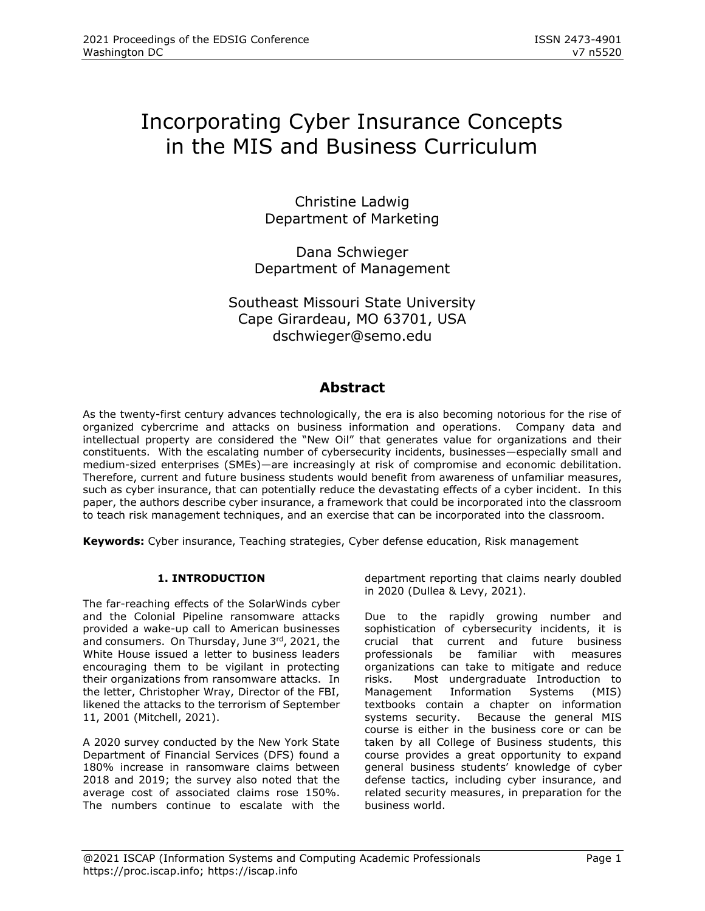# Incorporating Cyber Insurance Concepts in the MIS and Business Curriculum

Christine Ladwig
Department of Marketing

Dana Schwieger
Department of Management

Southeast Missouri State University
Cape Girardeau, MO 63701, USA
dschwieger@semo.edu

## Abstract

As the twenty-first century advances technologically, the era is also becoming notorious for the rise of organized cybercrime and attacks on business information and operations. Company data and intellectual property are considered the "New Oil" that generates value for organizations and their constituents. With the escalating number of cybersecurity incidents, businesses—especially small and medium-sized enterprises (SMEs)—are increasingly at risk of compromise and economic debilitation. Therefore, current and future business students would benefit from awareness of unfamiliar measures, such as cyber insurance, that can potentially reduce the devastating effects of a cyber incident. In this paper, the authors describe cyber insurance, a framework that could be incorporated into the classroom to teach risk management techniques, and an exercise that can be incorporated into the classroom.

**Keywords:** Cyber insurance, Teaching strategies, Cyber defense education, Risk management

## 1. INTRODUCTION

The far-reaching effects of the SolarWinds cyber and the Colonial Pipeline ransomware attacks provided a wake-up call to American businesses and consumers. On Thursday, June 3rd, 2021, the White House issued a letter to business leaders encouraging them to be vigilant in protecting their organizations from ransomware attacks. In the letter, Christopher Wray, Director of the FBI, likened the attacks to the terrorism of September 11, 2001 (Mitchell, 2021).

A 2020 survey conducted by the New York State Department of Financial Services (DFS) found a 180% increase in ransomware claims between 2018 and 2019; the survey also noted that the average cost of associated claims rose 150%. The numbers continue to escalate with the department reporting that claims nearly doubled in 2020 (Dullea & Levy, 2021).

Due to the rapidly growing number and sophistication of cybersecurity incidents, it is crucial that current and future business professionals be familiar with measures organizations can take to mitigate and reduce risks. Most undergraduate Introduction to Management Information Systems (MIS) textbooks contain a chapter on information systems security. Because the general MIS course is either in the business core or can be taken by all College of Business students, this course provides a great opportunity to expand general business students' knowledge of cyber defense tactics, including cyber insurance, and related security measures, in preparation for the business world.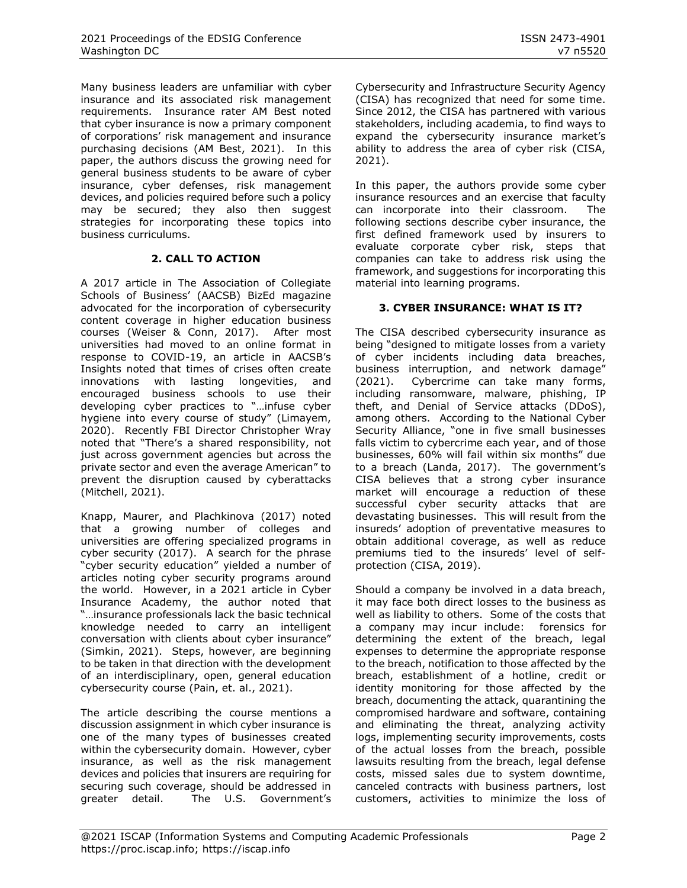Many business leaders are unfamiliar with cyber insurance and its associated risk management requirements. Insurance rater AM Best noted that cyber insurance is now a primary component of corporations' risk management and insurance purchasing decisions (AM Best, 2021). In this paper, the authors discuss the growing need for general business students to be aware of cyber insurance, cyber defenses, risk management devices, and policies required before such a policy may be secured; they also then suggest strategies for incorporating these topics into business curriculums.

## 2. CALL TO ACTION

A 2017 article in The Association of Collegiate Schools of Business' (AACSB) BizEd magazine advocated for the incorporation of cybersecurity content coverage in higher education business courses (Weiser & Conn, 2017). After most universities had moved to an online format in response to COVID-19, an article in AACSB's Insights noted that times of crises often create innovations with lasting longevities, and encouraged business schools to use their developing cyber practices to "…infuse cyber hygiene into every course of study" (Limayem, 2020). Recently FBI Director Christopher Wray noted that "There's a shared responsibility, not just across government agencies but across the private sector and even the average American" to prevent the disruption caused by cyberattacks (Mitchell, 2021).

Knapp, Maurer, and Plachkinova (2017) noted that a growing number of colleges and universities are offering specialized programs in cyber security (2017). A search for the phrase "cyber security education" yielded a number of articles noting cyber security programs around the world. However, in a 2021 article in Cyber Insurance Academy, the author noted that "…insurance professionals lack the basic technical knowledge needed to carry an intelligent conversation with clients about cyber insurance" (Simkin, 2021). Steps, however, are beginning to be taken in that direction with the development of an interdisciplinary, open, general education cybersecurity course (Pain, et. al., 2021).

The article describing the course mentions a discussion assignment in which cyber insurance is one of the many types of businesses created within the cybersecurity domain. However, cyber insurance, as well as the risk management devices and policies that insurers are requiring for securing such coverage, should be addressed in greater detail. The U.S. Government's Cybersecurity and Infrastructure Security Agency (CISA) has recognized that need for some time. Since 2012, the CISA has partnered with various stakeholders, including academia, to find ways to expand the cybersecurity insurance market's ability to address the area of cyber risk (CISA, 2021).

In this paper, the authors provide some cyber insurance resources and an exercise that faculty can incorporate into their classroom. The following sections describe cyber insurance, the first defined framework used by insurers to evaluate corporate cyber risk, steps that companies can take to address risk using the framework, and suggestions for incorporating this material into learning programs.

## 3. CYBER INSURANCE: WHAT IS IT?

The CISA described cybersecurity insurance as being "designed to mitigate losses from a variety of cyber incidents including data breaches, business interruption, and network damage" (2021). Cybercrime can take many forms, including ransomware, malware, phishing, IP theft, and Denial of Service attacks (DDoS), among others. According to the National Cyber Security Alliance, "one in five small businesses falls victim to cybercrime each year, and of those businesses, 60% will fail within six months" due to a breach (Landa, 2017). The government's CISA believes that a strong cyber insurance market will encourage a reduction of these successful cyber security attacks that are devastating businesses. This will result from the insureds' adoption of preventative measures to obtain additional coverage, as well as reduce premiums tied to the insureds' level of self-protection (CISA, 2019).

Should a company be involved in a data breach, it may face both direct losses to the business as well as liability to others. Some of the costs that a company may incur include: forensics for determining the extent of the breach, legal expenses to determine the appropriate response to the breach, notification to those affected by the breach, establishment of a hotline, credit or identity monitoring for those affected by the breach, documenting the attack, quarantining the compromised hardware and software, containing and eliminating the threat, analyzing activity logs, implementing security improvements, costs of the actual losses from the breach, possible lawsuits resulting from the breach, legal defense costs, missed sales due to system downtime, canceled contracts with business partners, lost customers, activities to minimize the loss of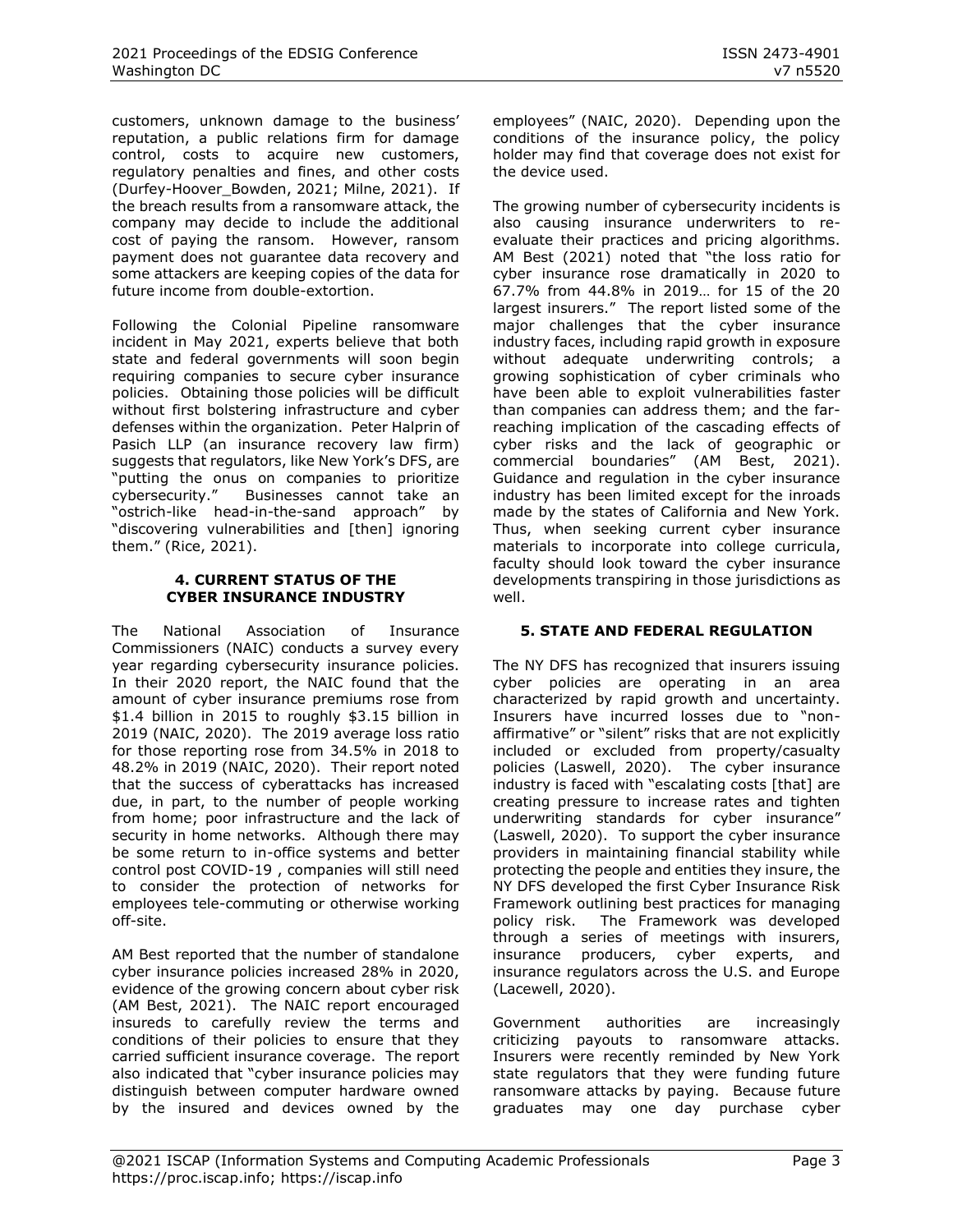customers, unknown damage to the business' reputation, a public relations firm for damage control, costs to acquire new customers, regulatory penalties and fines, and other costs (Durfey-Hoover_Bowden, 2021; Milne, 2021). If the breach results from a ransomware attack, the company may decide to include the additional cost of paying the ransom. However, ransom payment does not guarantee data recovery and some attackers are keeping copies of the data for future income from double-extortion.

Following the Colonial Pipeline ransomware incident in May 2021, experts believe that both state and federal governments will soon begin requiring companies to secure cyber insurance policies. Obtaining those policies will be difficult without first bolstering infrastructure and cyber defenses within the organization. Peter Halprin of Pasich LLP (an insurance recovery law firm) suggests that regulators, like New York's DFS, are "putting the onus on companies to prioritize cybersecurity." Businesses cannot take an "ostrich-like head-in-the-sand approach" by "discovering vulnerabilities and [then] ignoring them." (Rice, 2021).

## 4. CURRENT STATUS OF THE CYBER INSURANCE INDUSTRY

The National Association of Insurance Commissioners (NAIC) conducts a survey every year regarding cybersecurity insurance policies. In their 2020 report, the NAIC found that the amount of cyber insurance premiums rose from $1.4 billion in 2015 to roughly $3.15 billion in 2019 (NAIC, 2020). The 2019 average loss ratio for those reporting rose from 34.5% in 2018 to 48.2% in 2019 (NAIC, 2020). Their report noted that the success of cyberattacks has increased due, in part, to the number of people working from home; poor infrastructure and the lack of security in home networks. Although there may be some return to in-office systems and better control post COVID-19 , companies will still need to consider the protection of networks for employees tele-commuting or otherwise working off-site.

AM Best reported that the number of standalone cyber insurance policies increased 28% in 2020, evidence of the growing concern about cyber risk (AM Best, 2021). The NAIC report encouraged insureds to carefully review the terms and conditions of their policies to ensure that they carried sufficient insurance coverage. The report also indicated that "cyber insurance policies may distinguish between computer hardware owned by the insured and devices owned by the employees" (NAIC, 2020). Depending upon the conditions of the insurance policy, the policy holder may find that coverage does not exist for the device used.

The growing number of cybersecurity incidents is also causing insurance underwriters to re-evaluate their practices and pricing algorithms. AM Best (2021) noted that "the loss ratio for cyber insurance rose dramatically in 2020 to 67.7% from 44.8% in 2019… for 15 of the 20 largest insurers." The report listed some of the major challenges that the cyber insurance industry faces, including rapid growth in exposure without adequate underwriting controls; a growing sophistication of cyber criminals who have been able to exploit vulnerabilities faster than companies can address them; and the far-reaching implication of the cascading effects of cyber risks and the lack of geographic or commercial boundaries" (AM Best, 2021). Guidance and regulation in the cyber insurance industry has been limited except for the inroads made by the states of California and New York. Thus, when seeking current cyber insurance materials to incorporate into college curricula, faculty should look toward the cyber insurance developments transpiring in those jurisdictions as well.

## 5. STATE AND FEDERAL REGULATION

The NY DFS has recognized that insurers issuing cyber policies are operating in an area characterized by rapid growth and uncertainty. Insurers have incurred losses due to "non-affirmative" or "silent" risks that are not explicitly included or excluded from property/casualty policies (Laswell, 2020). The cyber insurance industry is faced with "escalating costs [that] are creating pressure to increase rates and tighten underwriting standards for cyber insurance" (Laswell, 2020). To support the cyber insurance providers in maintaining financial stability while protecting the people and entities they insure, the NY DFS developed the first Cyber Insurance Risk Framework outlining best practices for managing policy risk. The Framework was developed through a series of meetings with insurers, insurance producers, cyber experts, and insurance regulators across the U.S. and Europe (Lacewell, 2020).

Government authorities are increasingly criticizing payouts to ransomware attacks. Insurers were recently reminded by New York state regulators that they were funding future ransomware attacks by paying. Because future graduates may one day purchase cyber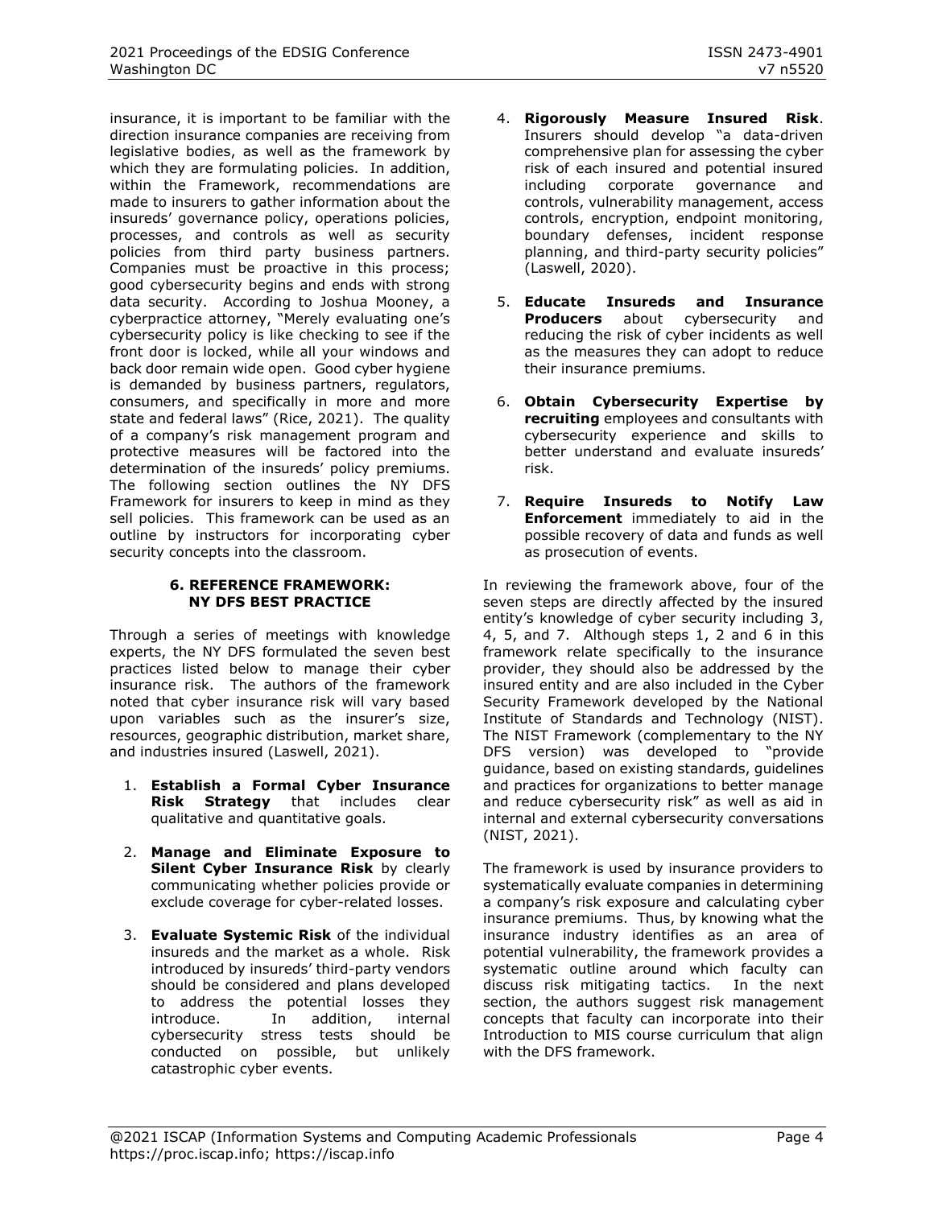insurance, it is important to be familiar with the direction insurance companies are receiving from legislative bodies, as well as the framework by which they are formulating policies. In addition, within the Framework, recommendations are made to insurers to gather information about the insureds' governance policy, operations policies, processes, and controls as well as security policies from third party business partners. Companies must be proactive in this process; good cybersecurity begins and ends with strong data security. According to Joshua Mooney, a cyberpractice attorney, "Merely evaluating one's cybersecurity policy is like checking to see if the front door is locked, while all your windows and back door remain wide open. Good cyber hygiene is demanded by business partners, regulators, consumers, and specifically in more and more state and federal laws" (Rice, 2021). The quality of a company's risk management program and protective measures will be factored into the determination of the insureds' policy premiums. The following section outlines the NY DFS Framework for insurers to keep in mind as they sell policies. This framework can be used as an outline by instructors for incorporating cyber security concepts into the classroom.

## 6. REFERENCE FRAMEWORK: NY DFS BEST PRACTICE

Through a series of meetings with knowledge experts, the NY DFS formulated the seven best practices listed below to manage their cyber insurance risk. The authors of the framework noted that cyber insurance risk will vary based upon variables such as the insurer's size, resources, geographic distribution, market share, and industries insured (Laswell, 2021).

1. **Establish a Formal Cyber Insurance Risk Strategy** that includes clear qualitative and quantitative goals.
2. **Manage and Eliminate Exposure to Silent Cyber Insurance Risk** by clearly communicating whether policies provide or exclude coverage for cyber-related losses.
3. **Evaluate Systemic Risk** of the individual insureds and the market as a whole. Risk introduced by insureds' third-party vendors should be considered and plans developed to address the potential losses they introduce. In addition, internal cybersecurity stress tests should be conducted on possible, but unlikely catastrophic cyber events.
4. **Rigorously Measure Insured Risk**. Insurers should develop "a data-driven comprehensive plan for assessing the cyber risk of each insured and potential insured including corporate governance and controls, vulnerability management, access controls, encryption, endpoint monitoring, boundary defenses, incident response planning, and third-party security policies" (Laswell, 2020).
5. **Educate Insureds and Insurance Producers** about cybersecurity and reducing the risk of cyber incidents as well as the measures they can adopt to reduce their insurance premiums.
6. **Obtain Cybersecurity Expertise by recruiting** employees and consultants with cybersecurity experience and skills to better understand and evaluate insureds' risk.
7. **Require Insureds to Notify Law Enforcement** immediately to aid in the possible recovery of data and funds as well as prosecution of events.

In reviewing the framework above, four of the seven steps are directly affected by the insured entity's knowledge of cyber security including 3, 4, 5, and 7. Although steps 1, 2 and 6 in this framework relate specifically to the insurance provider, they should also be addressed by the insured entity and are also included in the Cyber Security Framework developed by the National Institute of Standards and Technology (NIST). The NIST Framework (complementary to the NY DFS version) was developed to "provide guidance, based on existing standards, guidelines and practices for organizations to better manage and reduce cybersecurity risk" as well as aid in internal and external cybersecurity conversations (NIST, 2021).

The framework is used by insurance providers to systematically evaluate companies in determining a company's risk exposure and calculating cyber insurance premiums. Thus, by knowing what the insurance industry identifies as an area of potential vulnerability, the framework provides a systematic outline around which faculty can discuss risk mitigating tactics. In the next section, the authors suggest risk management concepts that faculty can incorporate into their Introduction to MIS course curriculum that align with the DFS framework.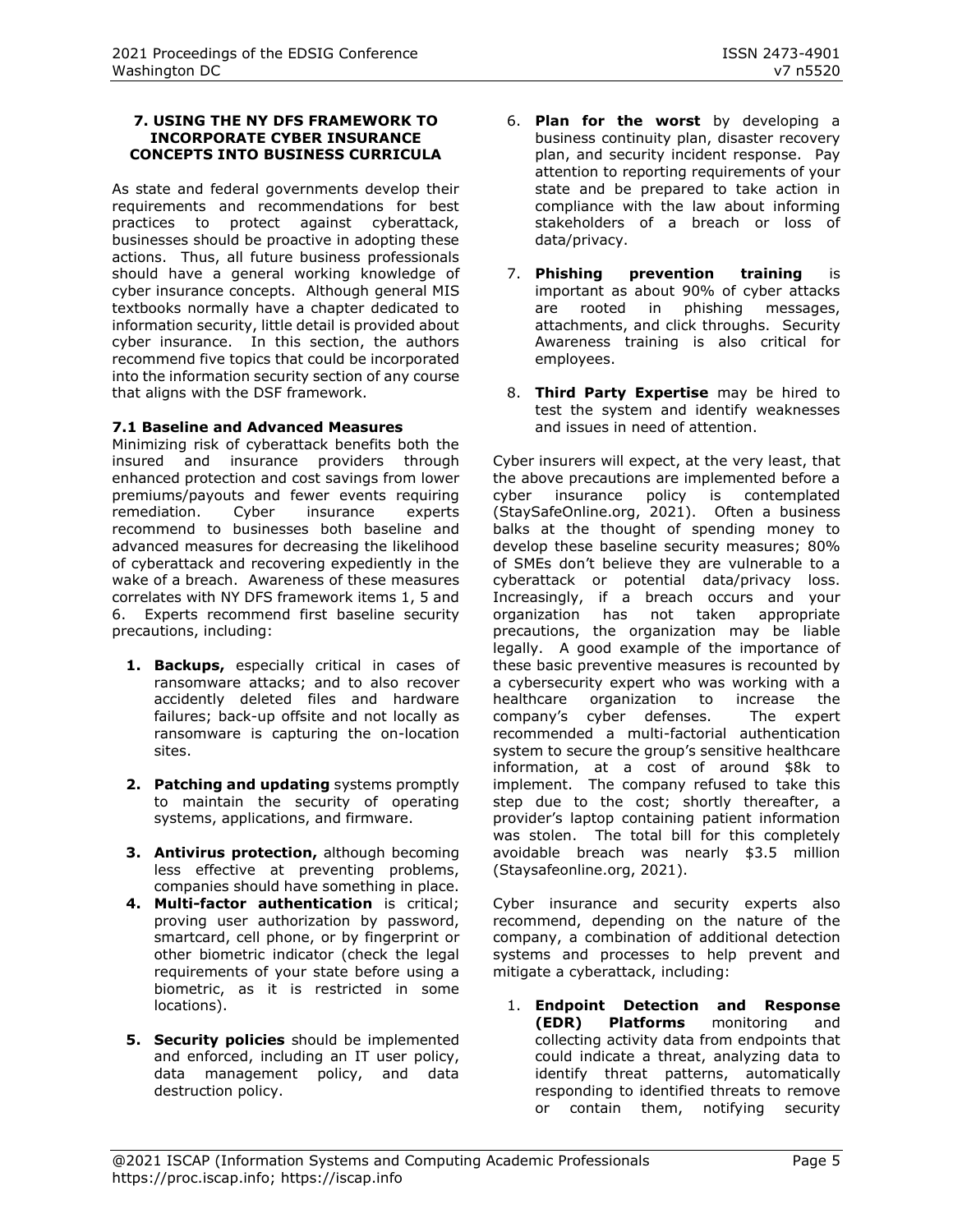## 7. USING THE NY DFS FRAMEWORK TO INCORPORATE CYBER INSURANCE CONCEPTS INTO BUSINESS CURRICULA

As state and federal governments develop their requirements and recommendations for best practices to protect against cyberattack, businesses should be proactive in adopting these actions. Thus, all future business professionals should have a general working knowledge of cyber insurance concepts. Although general MIS textbooks normally have a chapter dedicated to information security, little detail is provided about cyber insurance. In this section, the authors recommend five topics that could be incorporated into the information security section of any course that aligns with the DSF framework.

### 7.1 Baseline and Advanced Measures

Minimizing risk of cyberattack benefits both the insured and insurance providers through enhanced protection and cost savings from lower premiums/payouts and fewer events requiring remediation. Cyber insurance experts recommend to businesses both baseline and advanced measures for decreasing the likelihood of cyberattack and recovering expediently in the wake of a breach. Awareness of these measures correlates with NY DFS framework items 1, 5 and 6. Experts recommend first baseline security precautions, including:

1. **Backups,** especially critical in cases of ransomware attacks; and to also recover accidently deleted files and hardware failures; back-up offsite and not locally as ransomware is capturing the on-location sites.
2. **Patching and updating** systems promptly to maintain the security of operating systems, applications, and firmware.
3. **Antivirus protection,** although becoming less effective at preventing problems, companies should have something in place.
4. **Multi-factor authentication** is critical; proving user authorization by password, smartcard, cell phone, or by fingerprint or other biometric indicator (check the legal requirements of your state before using a biometric, as it is restricted in some locations).
5. **Security policies** should be implemented and enforced, including an IT user policy, data management policy, and data destruction policy.
6. **Plan for the worst** by developing a business continuity plan, disaster recovery plan, and security incident response. Pay attention to reporting requirements of your state and be prepared to take action in compliance with the law about informing stakeholders of a breach or loss of data/privacy.
7. **Phishing prevention training** is important as about 90% of cyber attacks are rooted in phishing messages, attachments, and click throughs. Security Awareness training is also critical for employees.
8. **Third Party Expertise** may be hired to test the system and identify weaknesses and issues in need of attention.

Cyber insurers will expect, at the very least, that the above precautions are implemented before a cyber insurance policy is contemplated (StaySafeOnline.org, 2021). Often a business balks at the thought of spending money to develop these baseline security measures; 80% of SMEs don't believe they are vulnerable to a cyberattack or potential data/privacy loss. Increasingly, if a breach occurs and your organization has not taken appropriate precautions, the organization may be liable legally. A good example of the importance of these basic preventive measures is recounted by a cybersecurity expert who was working with a healthcare organization to increase the company's cyber defenses. The expert recommended a multi-factorial authentication system to secure the group's sensitive healthcare information, at a cost of around $8k to implement. The company refused to take this step due to the cost; shortly thereafter, a provider's laptop containing patient information was stolen. The total bill for this completely avoidable breach was nearly $3.5 million (Staysafeonline.org, 2021).

Cyber insurance and security experts also recommend, depending on the nature of the company, a combination of additional detection systems and processes to help prevent and mitigate a cyberattack, including:

1. **Endpoint Detection and Response (EDR) Platforms** monitoring and collecting activity data from endpoints that could indicate a threat, analyzing data to identify threat patterns, automatically responding to identified threats to remove or contain them, notifying security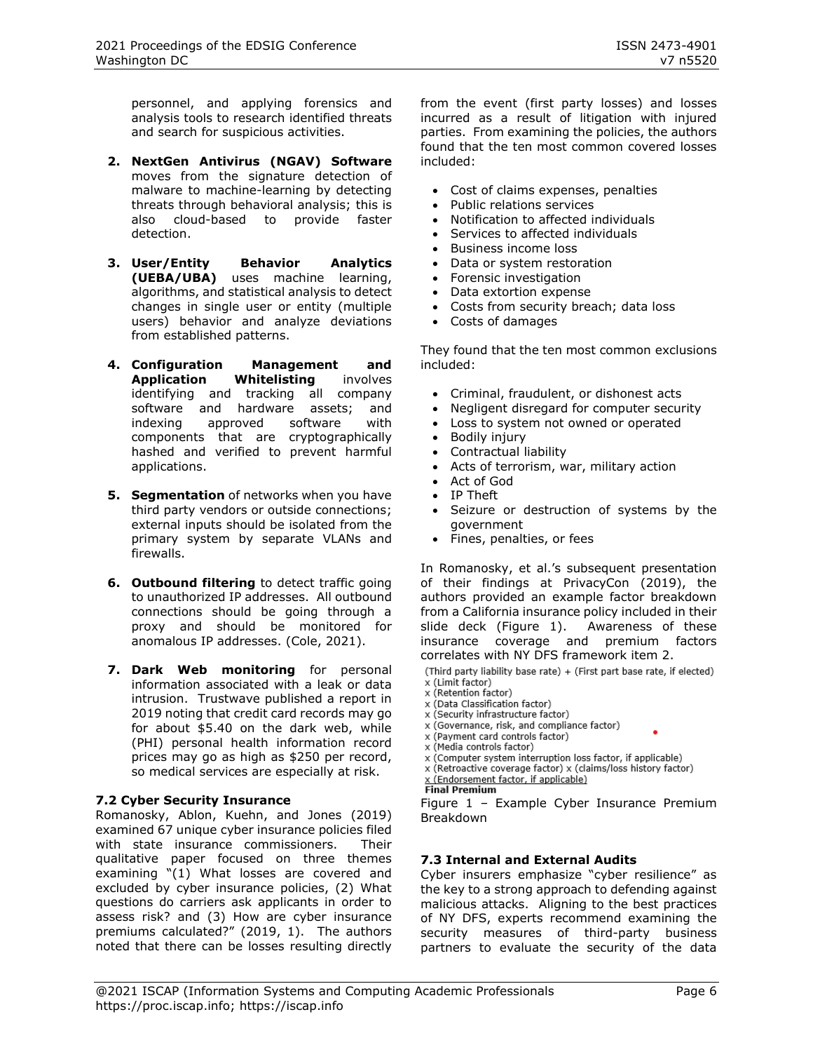personnel, and applying forensics and analysis tools to research identified threats and search for suspicious activities.

2. **NextGen Antivirus (NGAV) Software** moves from the signature detection of malware to machine-learning by detecting threats through behavioral analysis; this is also cloud-based to provide faster detection.

3. **User/Entity Behavior Analytics (UEBA/UBA)** uses machine learning, algorithms, and statistical analysis to detect changes in single user or entity (multiple users) behavior and analyze deviations from established patterns.

4. **Configuration Management and Application Whitelisting** involves identifying and tracking all company software and hardware assets; and indexing approved software with components that are cryptographically hashed and verified to prevent harmful applications.

5. **Segmentation** of networks when you have third party vendors or outside connections; external inputs should be isolated from the primary system by separate VLANs and firewalls.

6. **Outbound filtering** to detect traffic going to unauthorized IP addresses. All outbound connections should be going through a proxy and should be monitored for anomalous IP addresses. (Cole, 2021).

7. **Dark Web monitoring** for personal information associated with a leak or data intrusion. Trustwave published a report in 2019 noting that credit card records may go for about $5.40 on the dark web, while (PHI) personal health information record prices may go as high as $250 per record, so medical services are especially at risk.

### 7.2 Cyber Security Insurance

Romanosky, Ablon, Kuehn, and Jones (2019) examined 67 unique cyber insurance policies filed with state insurance commissioners. Their qualitative paper focused on three themes examining "(1) What losses are covered and excluded by cyber insurance policies, (2) What questions do carriers ask applicants in order to assess risk? and (3) How are cyber insurance premiums calculated?" (2019, 1). The authors noted that there can be losses resulting directly from the event (first party losses) and losses incurred as a result of litigation with injured parties. From examining the policies, the authors found that the ten most common covered losses included:

- Cost of claims expenses, penalties
- Public relations services
- Notification to affected individuals
- Services to affected individuals
- Business income loss
- Data or system restoration
- Forensic investigation
- Data extortion expense
- Costs from security breach; data loss
- Costs of damages

They found that the ten most common exclusions included:

- Criminal, fraudulent, or dishonest acts
- Negligent disregard for computer security
- Loss to system not owned or operated
- Bodily injury
- Contractual liability
- Acts of terrorism, war, military action
- Act of God
- IP Theft
- Seizure or destruction of systems by the government
- Fines, penalties, or fees

In Romanosky, et al.'s subsequent presentation of their findings at PrivacyCon (2019), the authors provided an example factor breakdown from a California insurance policy included in their slide deck (Figure 1). Awareness of these insurance coverage and premium factors correlates with NY DFS framework item 2.

(Third party liability base rate) + (First part base rate, if elected)
x (Limit factor)
x (Retention factor)
x (Data Classification factor)
x (Security infrastructure factor)
x (Governance, risk, and compliance factor)
x (Payment card controls factor)
x (Media controls factor)
x (Computer system interruption loss factor, if applicable)
x (Retroactive coverage factor) x (claims/loss history factor)
x (Endorsement factor, if applicable)
**Final Premium**

Figure 1 – Example Cyber Insurance Premium Breakdown

### 7.3 Internal and External Audits

Cyber insurers emphasize "cyber resilience" as the key to a strong approach to defending against malicious attacks. Aligning to the best practices of NY DFS, experts recommend examining the security measures of third-party business partners to evaluate the security of the data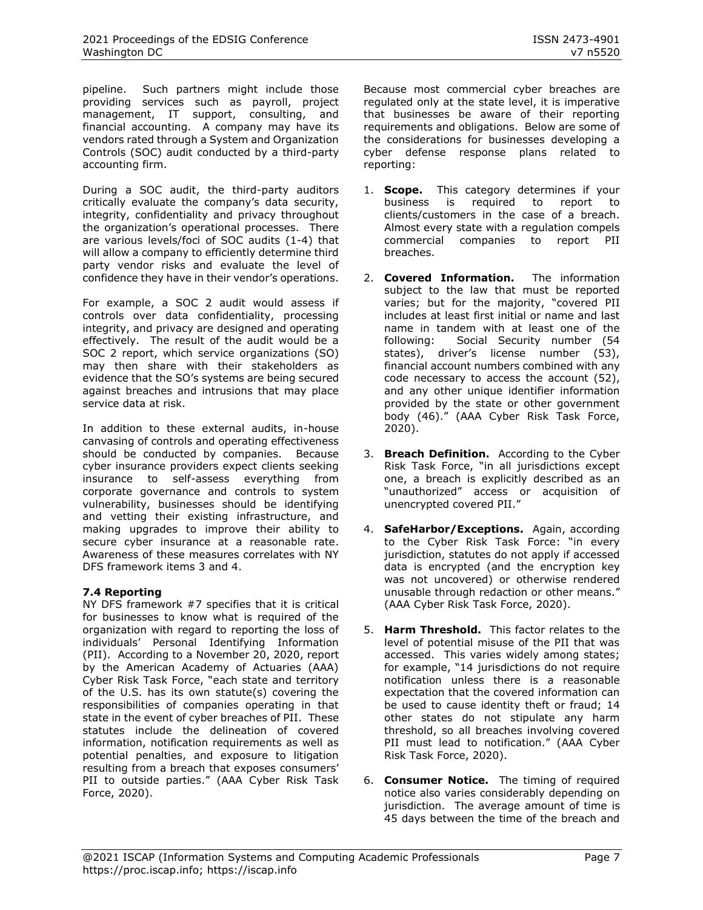pipeline. Such partners might include those providing services such as payroll, project management, IT support, consulting, and financial accounting. A company may have its vendors rated through a System and Organization Controls (SOC) audit conducted by a third-party accounting firm.

During a SOC audit, the third-party auditors critically evaluate the company's data security, integrity, confidentiality and privacy throughout the organization's operational processes. There are various levels/foci of SOC audits (1-4) that will allow a company to efficiently determine third party vendor risks and evaluate the level of confidence they have in their vendor's operations.

For example, a SOC 2 audit would assess if controls over data confidentiality, processing integrity, and privacy are designed and operating effectively. The result of the audit would be a SOC 2 report, which service organizations (SO) may then share with their stakeholders as evidence that the SO's systems are being secured against breaches and intrusions that may place service data at risk.

In addition to these external audits, in-house canvasing of controls and operating effectiveness should be conducted by companies. Because cyber insurance providers expect clients seeking insurance to self-assess everything from corporate governance and controls to system vulnerability, businesses should be identifying and vetting their existing infrastructure, and making upgrades to improve their ability to secure cyber insurance at a reasonable rate. Awareness of these measures correlates with NY DFS framework items 3 and 4.

### 7.4 Reporting

NY DFS framework #7 specifies that it is critical for businesses to know what is required of the organization with regard to reporting the loss of individuals' Personal Identifying Information (PII). According to a November 20, 2020, report by the American Academy of Actuaries (AAA) Cyber Risk Task Force, "each state and territory of the U.S. has its own statute(s) covering the responsibilities of companies operating in that state in the event of cyber breaches of PII. These statutes include the delineation of covered information, notification requirements as well as potential penalties, and exposure to litigation resulting from a breach that exposes consumers' PII to outside parties." (AAA Cyber Risk Task Force, 2020).

Because most commercial cyber breaches are regulated only at the state level, it is imperative that businesses be aware of their reporting requirements and obligations. Below are some of the considerations for businesses developing a cyber defense response plans related to reporting:

1. **Scope.** This category determines if your business is required to report to clients/customers in the case of a breach. Almost every state with a regulation compels commercial companies to report PII breaches.

2. **Covered Information.** The information subject to the law that must be reported varies; but for the majority, "covered PII includes at least first initial or name and last name in tandem with at least one of the following: Social Security number (54 states), driver's license number (53), financial account numbers combined with any code necessary to access the account (52), and any other unique identifier information provided by the state or other government body (46)." (AAA Cyber Risk Task Force, 2020).

3. **Breach Definition.** According to the Cyber Risk Task Force, "in all jurisdictions except one, a breach is explicitly described as an "unauthorized" access or acquisition of unencrypted covered PII."

4. **SafeHarbor/Exceptions.** Again, according to the Cyber Risk Task Force: "in every jurisdiction, statutes do not apply if accessed data is encrypted (and the encryption key was not uncovered) or otherwise rendered unusable through redaction or other means." (AAA Cyber Risk Task Force, 2020).

5. **Harm Threshold.** This factor relates to the level of potential misuse of the PII that was accessed. This varies widely among states; for example, "14 jurisdictions do not require notification unless there is a reasonable expectation that the covered information can be used to cause identity theft or fraud; 14 other states do not stipulate any harm threshold, so all breaches involving covered PII must lead to notification." (AAA Cyber Risk Task Force, 2020).

6. **Consumer Notice.** The timing of required notice also varies considerably depending on jurisdiction. The average amount of time is 45 days between the time of the breach and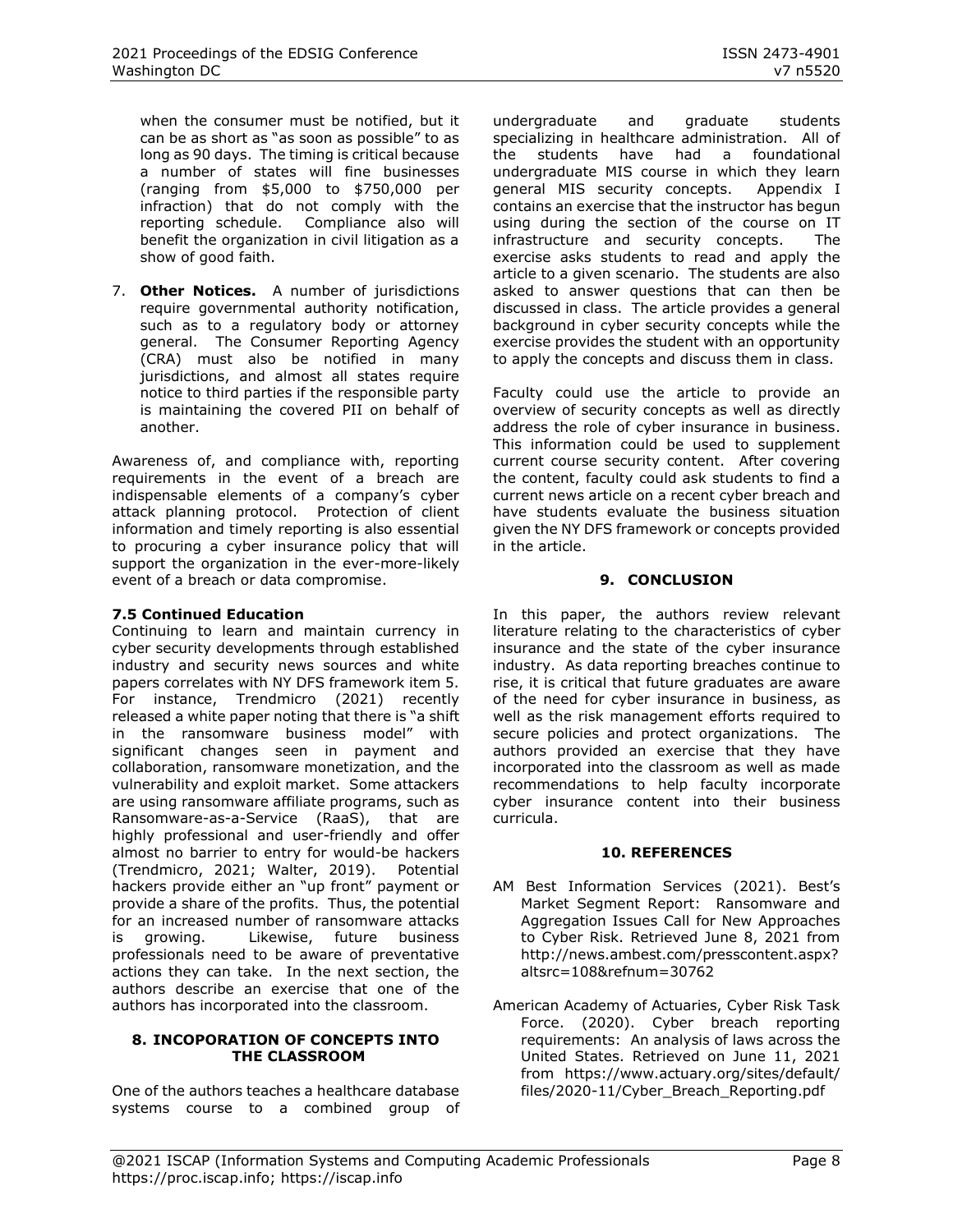when the consumer must be notified, but it can be as short as "as soon as possible" to as long as 90 days. The timing is critical because a number of states will fine businesses (ranging from $5,000 to $750,000 per infraction) that do not comply with the reporting schedule. Compliance also will benefit the organization in civil litigation as a show of good faith.

7. **Other Notices.** A number of jurisdictions require governmental authority notification, such as to a regulatory body or attorney general. The Consumer Reporting Agency (CRA) must also be notified in many jurisdictions, and almost all states require notice to third parties if the responsible party is maintaining the covered PII on behalf of another.

Awareness of, and compliance with, reporting requirements in the event of a breach are indispensable elements of a company's cyber attack planning protocol. Protection of client information and timely reporting is also essential to procuring a cyber insurance policy that will support the organization in the ever-more-likely event of a breach or data compromise.

### 7.5 Continued Education

Continuing to learn and maintain currency in cyber security developments through established industry and security news sources and white papers correlates with NY DFS framework item 5. For instance, Trendmicro (2021) recently released a white paper noting that there is "a shift in the ransomware business model" with significant changes seen in payment and collaboration, ransomware monetization, and the vulnerability and exploit market. Some attackers are using ransomware affiliate programs, such as Ransomware-as-a-Service (RaaS), that are highly professional and user-friendly and offer almost no barrier to entry for would-be hackers (Trendmicro, 2021; Walter, 2019). Potential hackers provide either an "up front" payment or provide a share of the profits. Thus, the potential for an increased number of ransomware attacks is growing. Likewise, future business professionals need to be aware of preventative actions they can take. In the next section, the authors describe an exercise that one of the authors has incorporated into the classroom.

## 8. INCOPORATION OF CONCEPTS INTO THE CLASSROOM

One of the authors teaches a healthcare database systems course to a combined group of undergraduate and graduate students specializing in healthcare administration. All of the students have had a foundational undergraduate MIS course in which they learn general MIS security concepts. Appendix I contains an exercise that the instructor has begun using during the section of the course on IT infrastructure and security concepts. The exercise asks students to read and apply the article to a given scenario. The students are also asked to answer questions that can then be discussed in class. The article provides a general background in cyber security concepts while the exercise provides the student with an opportunity to apply the concepts and discuss them in class.

Faculty could use the article to provide an overview of security concepts as well as directly address the role of cyber insurance in business. This information could be used to supplement current course security content. After covering the content, faculty could ask students to find a current news article on a recent cyber breach and have students evaluate the business situation given the NY DFS framework or concepts provided in the article.

## 9. CONCLUSION

In this paper, the authors review relevant literature relating to the characteristics of cyber insurance and the state of the cyber insurance industry. As data reporting breaches continue to rise, it is critical that future graduates are aware of the need for cyber insurance in business, as well as the risk management efforts required to secure policies and protect organizations. The authors provided an exercise that they have incorporated into the classroom as well as made recommendations to help faculty incorporate cyber insurance content into their business curricula.

## 10. REFERENCES

AM Best Information Services (2021). Best's Market Segment Report: Ransomware and Aggregation Issues Call for New Approaches to Cyber Risk. Retrieved June 8, 2021 from http://news.ambest.com/presscontent.aspx?altsrc=108&refnum=30762

American Academy of Actuaries, Cyber Risk Task Force. (2020). Cyber breach reporting requirements: An analysis of laws across the United States. Retrieved on June 11, 2021 from https://www.actuary.org/sites/default/files/2020-11/Cyber_Breach_Reporting.pdf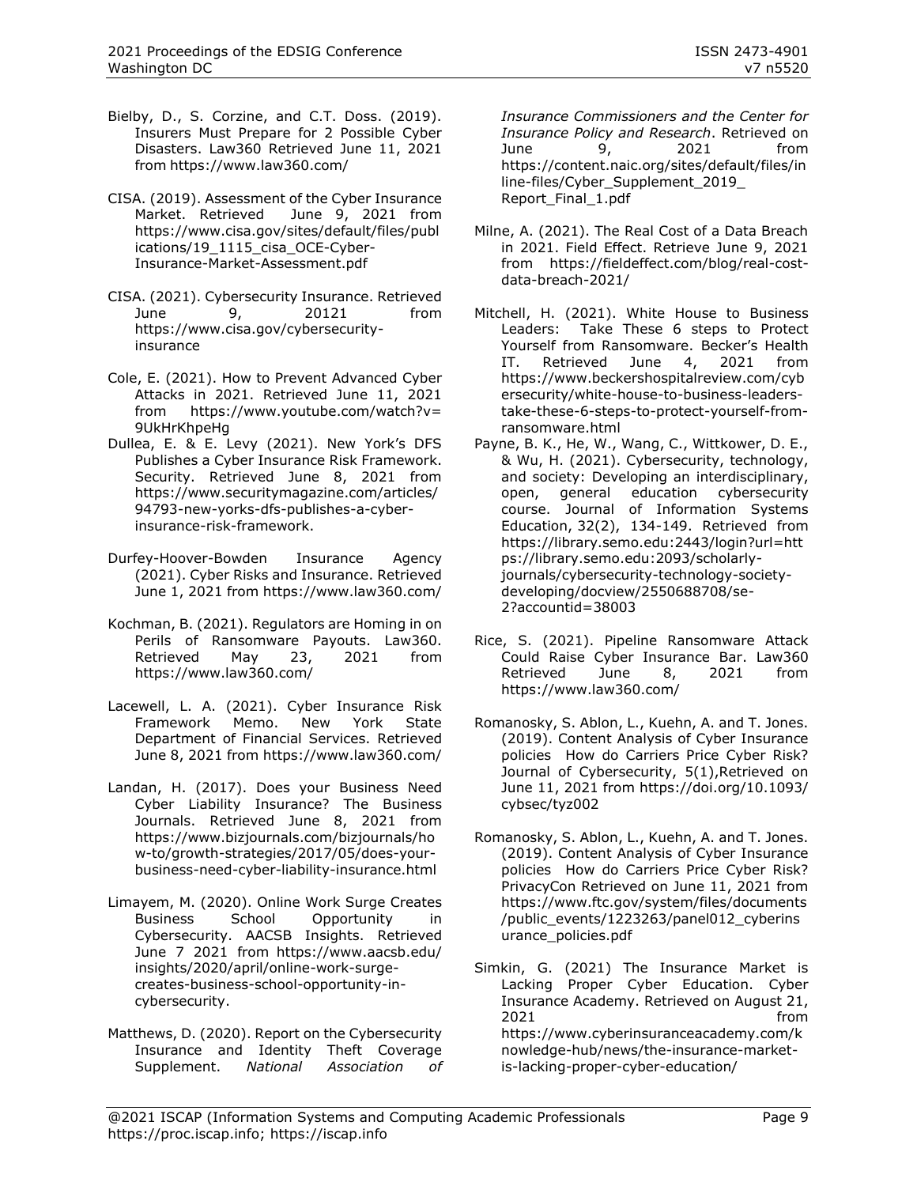Bielby, D., S. Corzine, and C.T. Doss. (2019). Insurers Must Prepare for 2 Possible Cyber Disasters. Law360 Retrieved June 11, 2021 from https://www.law360.com/

CISA. (2019). Assessment of the Cyber Insurance Market. Retrieved June 9, 2021 from https://www.cisa.gov/sites/default/files/publications/19_1115_cisa_OCE-Cyber-Insurance-Market-Assessment.pdf

CISA. (2021). Cybersecurity Insurance. Retrieved June 9, 20121 from https://www.cisa.gov/cybersecurity-insurance

Cole, E. (2021). How to Prevent Advanced Cyber Attacks in 2021. Retrieved June 11, 2021 from https://www.youtube.com/watch?v=9UkHrKhpeHg

Dullea, E. & E. Levy (2021). New York's DFS Publishes a Cyber Insurance Risk Framework. Security. Retrieved June 8, 2021 from https://www.securitymagazine.com/articles/94793-new-yorks-dfs-publishes-a-cyber-insurance-risk-framework.

Durfey-Hoover-Bowden Insurance Agency (2021). Cyber Risks and Insurance. Retrieved June 1, 2021 from https://www.law360.com/

Kochman, B. (2021). Regulators are Homing in on Perils of Ransomware Payouts. Law360. Retrieved May 23, 2021 from https://www.law360.com/

Lacewell, L. A. (2021). Cyber Insurance Risk Framework Memo. New York State Department of Financial Services. Retrieved June 8, 2021 from https://www.law360.com/

Landan, H. (2017). Does your Business Need Cyber Liability Insurance? The Business Journals. Retrieved June 8, 2021 from https://www.bizjournals.com/bizjournals/how-to/growth-strategies/2017/05/does-your-business-need-cyber-liability-insurance.html

Limayem, M. (2020). Online Work Surge Creates Business School Opportunity in Cybersecurity. AACSB Insights. Retrieved June 7 2021 from https://www.aacsb.edu/insights/2020/april/online-work-surge-creates-business-school-opportunity-in-cybersecurity.

Matthews, D. (2020). Report on the Cybersecurity Insurance and Identity Theft Coverage Supplement. *National Association of Insurance Commissioners and the Center for Insurance Policy and Research*. Retrieved on June 9, 2021 from https://content.naic.org/sites/default/files/inline-files/Cyber_Supplement_2019_Report_Final_1.pdf

Milne, A. (2021). The Real Cost of a Data Breach in 2021. Field Effect. Retrieve June 9, 2021 from https://fieldeffect.com/blog/real-cost-data-breach-2021/

Mitchell, H. (2021). White House to Business Leaders: Take These 6 steps to Protect Yourself from Ransomware. Becker's Health IT. Retrieved June 4, 2021 from https://www.beckershospitalreview.com/cybersecurity/white-house-to-business-leaders-take-these-6-steps-to-protect-yourself-from-ransomware.html

Payne, B. K., He, W., Wang, C., Wittkower, D. E., & Wu, H. (2021). Cybersecurity, technology, and society: Developing an interdisciplinary, open, general education cybersecurity course. Journal of Information Systems Education, 32(2), 134-149. Retrieved from https://library.semo.edu:2443/login?url=https://library.semo.edu:2093/scholarly-journals/cybersecurity-technology-society-developing/docview/2550688708/se-2?accountid=38003

Rice, S. (2021). Pipeline Ransomware Attack Could Raise Cyber Insurance Bar. Law360 Retrieved June 8, 2021 from https://www.law360.com/

Romanosky, S. Ablon, L., Kuehn, A. and T. Jones. (2019). Content Analysis of Cyber Insurance policies How do Carriers Price Cyber Risk? Journal of Cybersecurity, 5(1),Retrieved on June 11, 2021 from https://doi.org/10.1093/cybsec/tyz002

Romanosky, S. Ablon, L., Kuehn, A. and T. Jones. (2019). Content Analysis of Cyber Insurance policies How do Carriers Price Cyber Risk? PrivacyCon Retrieved on June 11, 2021 from https://www.ftc.gov/system/files/documents/public_events/1223263/panel012_cyberinsurance_policies.pdf

Simkin, G. (2021) The Insurance Market is Lacking Proper Cyber Education. Cyber Insurance Academy. Retrieved on August 21, 2021 from https://www.cyberinsuranceacademy.com/knowledge-hub/news/the-insurance-market-is-lacking-proper-cyber-education/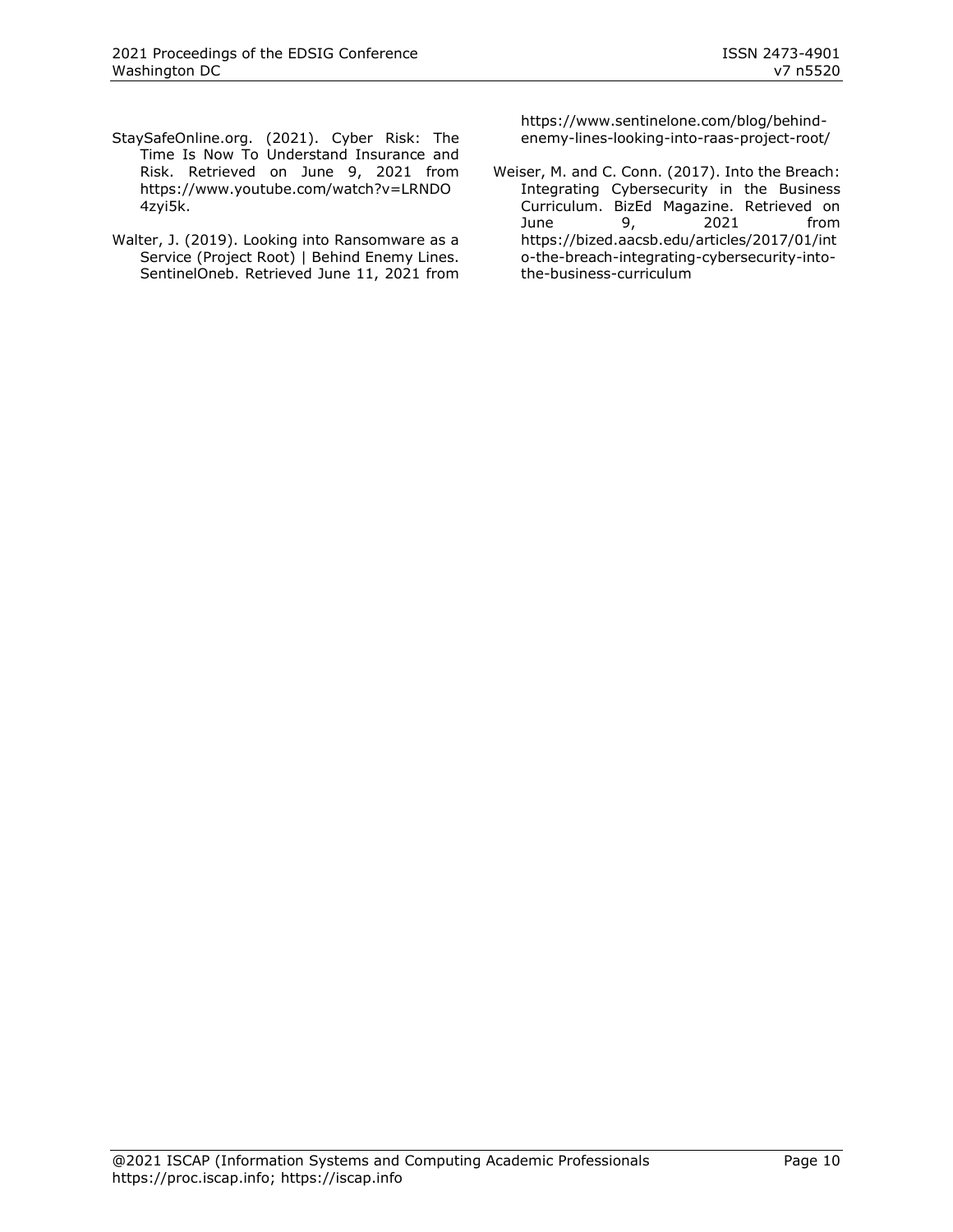StaySafeOnline.org. (2021). Cyber Risk: The Time Is Now To Understand Insurance and Risk. Retrieved on June 9, 2021 from https://www.youtube.com/watch?v=LRNDO4zyi5k.

Walter, J. (2019). Looking into Ransomware as a Service (Project Root) | Behind Enemy Lines. SentinelOneb. Retrieved June 11, 2021 from https://www.sentinelone.com/blog/behind-enemy-lines-looking-into-raas-project-root/

Weiser, M. and C. Conn. (2017). Into the Breach: Integrating Cybersecurity in the Business Curriculum. BizEd Magazine. Retrieved on June 9, 2021 from https://bized.aacsb.edu/articles/2017/01/into-the-breach-integrating-cybersecurity-into-the-business-curriculum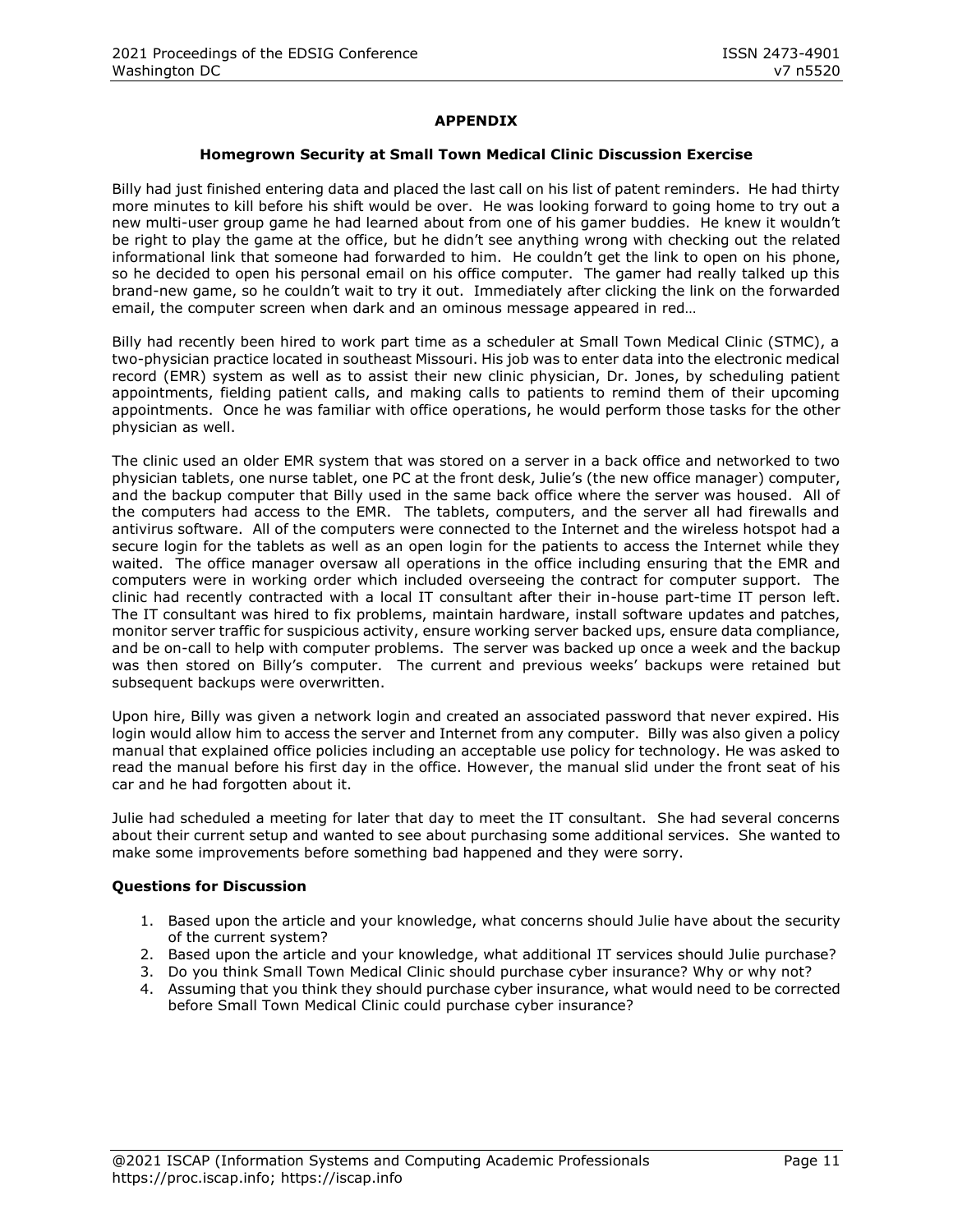## APPENDIX

### Homegrown Security at Small Town Medical Clinic Discussion Exercise

Billy had just finished entering data and placed the last call on his list of patent reminders. He had thirty more minutes to kill before his shift would be over. He was looking forward to going home to try out a new multi-user group game he had learned about from one of his gamer buddies. He knew it wouldn't be right to play the game at the office, but he didn't see anything wrong with checking out the related informational link that someone had forwarded to him. He couldn't get the link to open on his phone, so he decided to open his personal email on his office computer. The gamer had really talked up this brand-new game, so he couldn't wait to try it out. Immediately after clicking the link on the forwarded email, the computer screen when dark and an ominous message appeared in red…

Billy had recently been hired to work part time as a scheduler at Small Town Medical Clinic (STMC), a two-physician practice located in southeast Missouri. His job was to enter data into the electronic medical record (EMR) system as well as to assist their new clinic physician, Dr. Jones, by scheduling patient appointments, fielding patient calls, and making calls to patients to remind them of their upcoming appointments. Once he was familiar with office operations, he would perform those tasks for the other physician as well.

The clinic used an older EMR system that was stored on a server in a back office and networked to two physician tablets, one nurse tablet, one PC at the front desk, Julie's (the new office manager) computer, and the backup computer that Billy used in the same back office where the server was housed. All of the computers had access to the EMR. The tablets, computers, and the server all had firewalls and antivirus software. All of the computers were connected to the Internet and the wireless hotspot had a secure login for the tablets as well as an open login for the patients to access the Internet while they waited. The office manager oversaw all operations in the office including ensuring that the EMR and computers were in working order which included overseeing the contract for computer support. The clinic had recently contracted with a local IT consultant after their in-house part-time IT person left. The IT consultant was hired to fix problems, maintain hardware, install software updates and patches, monitor server traffic for suspicious activity, ensure working server backed ups, ensure data compliance, and be on-call to help with computer problems. The server was backed up once a week and the backup was then stored on Billy's computer. The current and previous weeks' backups were retained but subsequent backups were overwritten.

Upon hire, Billy was given a network login and created an associated password that never expired. His login would allow him to access the server and Internet from any computer. Billy was also given a policy manual that explained office policies including an acceptable use policy for technology. He was asked to read the manual before his first day in the office. However, the manual slid under the front seat of his car and he had forgotten about it.

Julie had scheduled a meeting for later that day to meet the IT consultant. She had several concerns about their current setup and wanted to see about purchasing some additional services. She wanted to make some improvements before something bad happened and they were sorry.

**Questions for Discussion**

1. Based upon the article and your knowledge, what concerns should Julie have about the security of the current system?
2. Based upon the article and your knowledge, what additional IT services should Julie purchase?
3. Do you think Small Town Medical Clinic should purchase cyber insurance? Why or why not?
4. Assuming that you think they should purchase cyber insurance, what would need to be corrected before Small Town Medical Clinic could purchase cyber insurance?